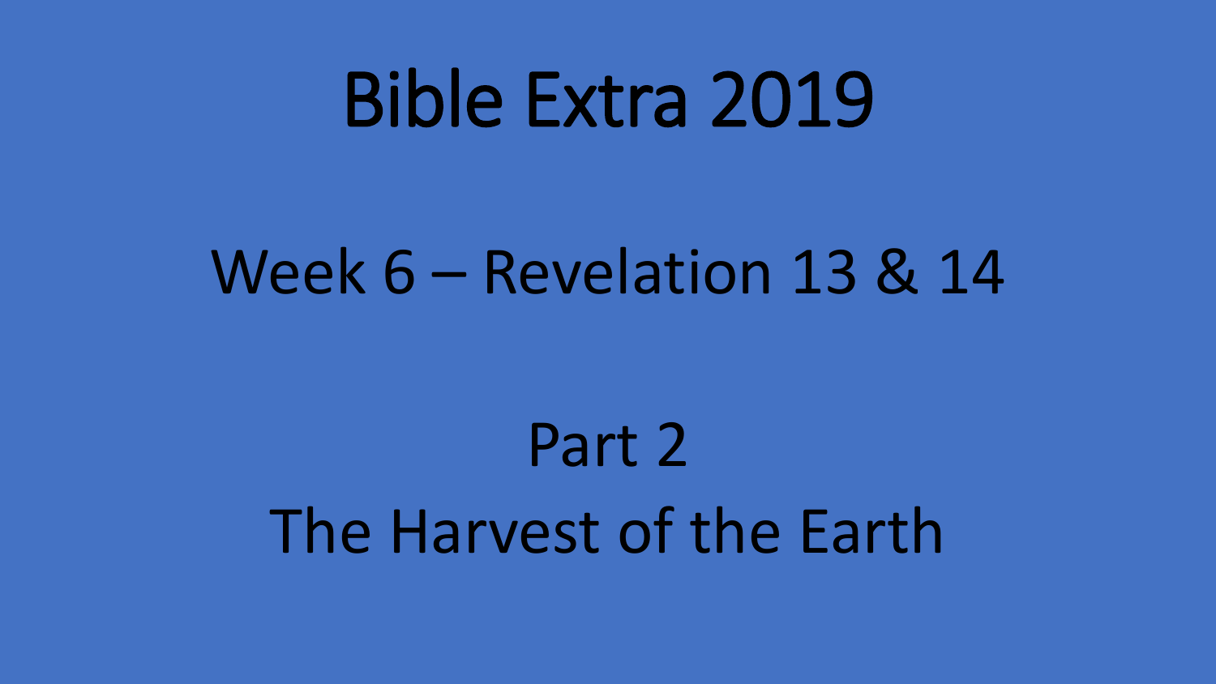# Bible Extra 2019

## Week 6 – Revelation 13 & 14

## Part 2
## The Harvest of the Earth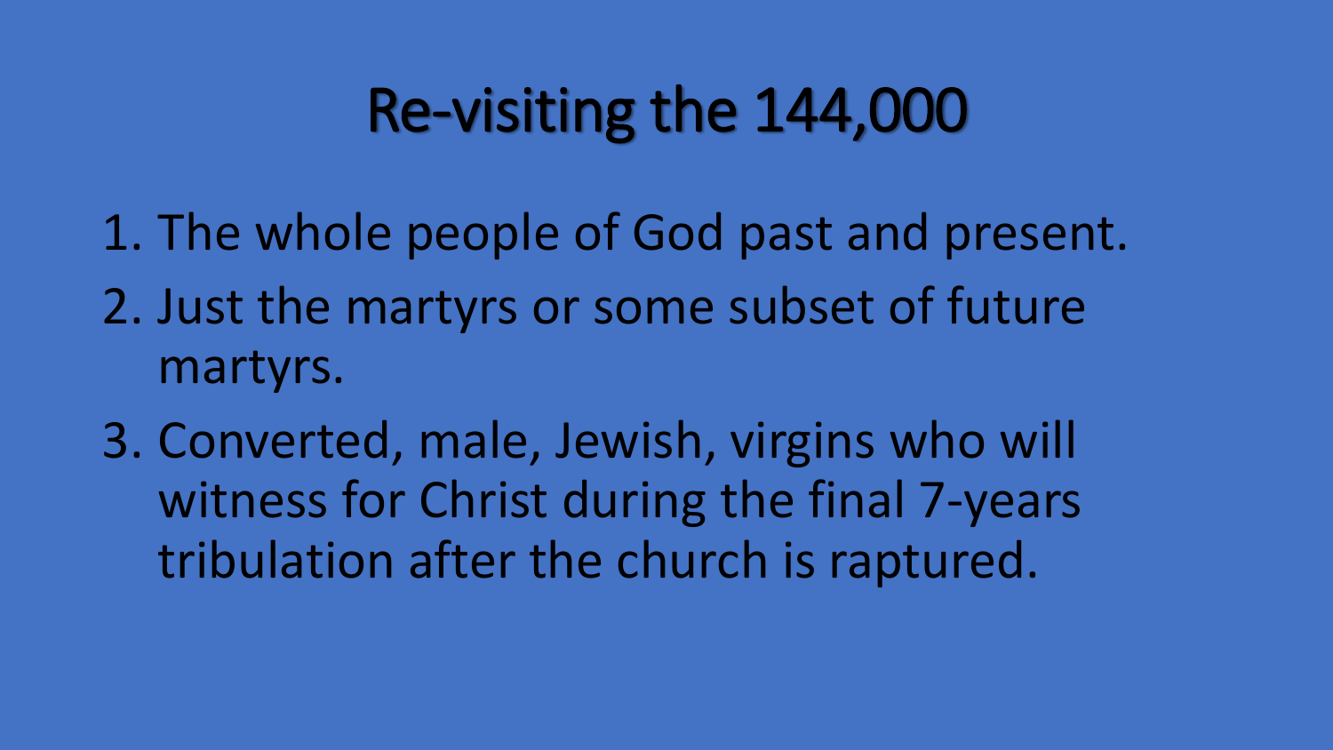# Re-visiting the 144,000

1. The whole people of God past and present.
2. Just the martyrs or some subset of future martyrs.
3. Converted, male, Jewish, virgins who will witness for Christ during the final 7-years tribulation after the church is raptured.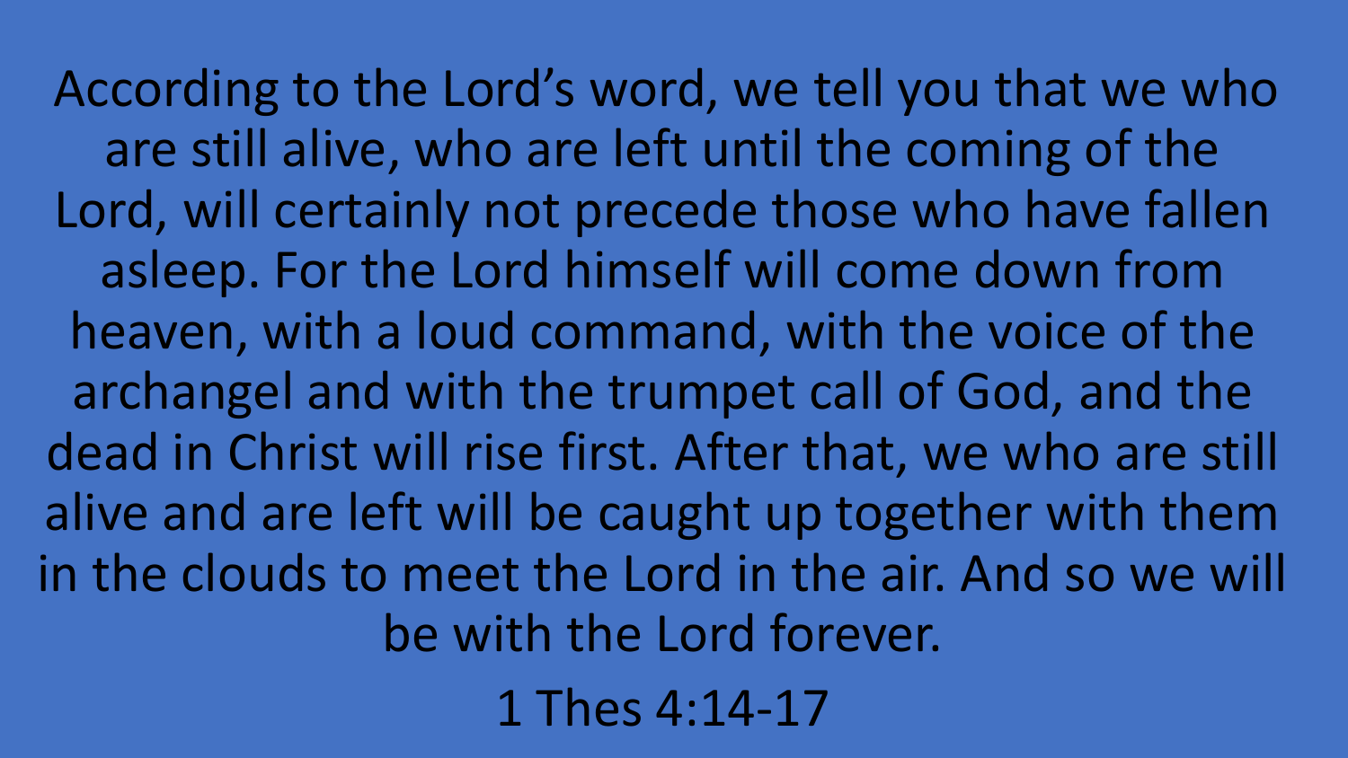According to the Lord's word, we tell you that we who are still alive, who are left until the coming of the Lord, will certainly not precede those who have fallen asleep. For the Lord himself will come down from heaven, with a loud command, with the voice of the archangel and with the trumpet call of God, and the dead in Christ will rise first. After that, we who are still alive and are left will be caught up together with them in the clouds to meet the Lord in the air. And so we will be with the Lord forever.

1 Thes 4:14-17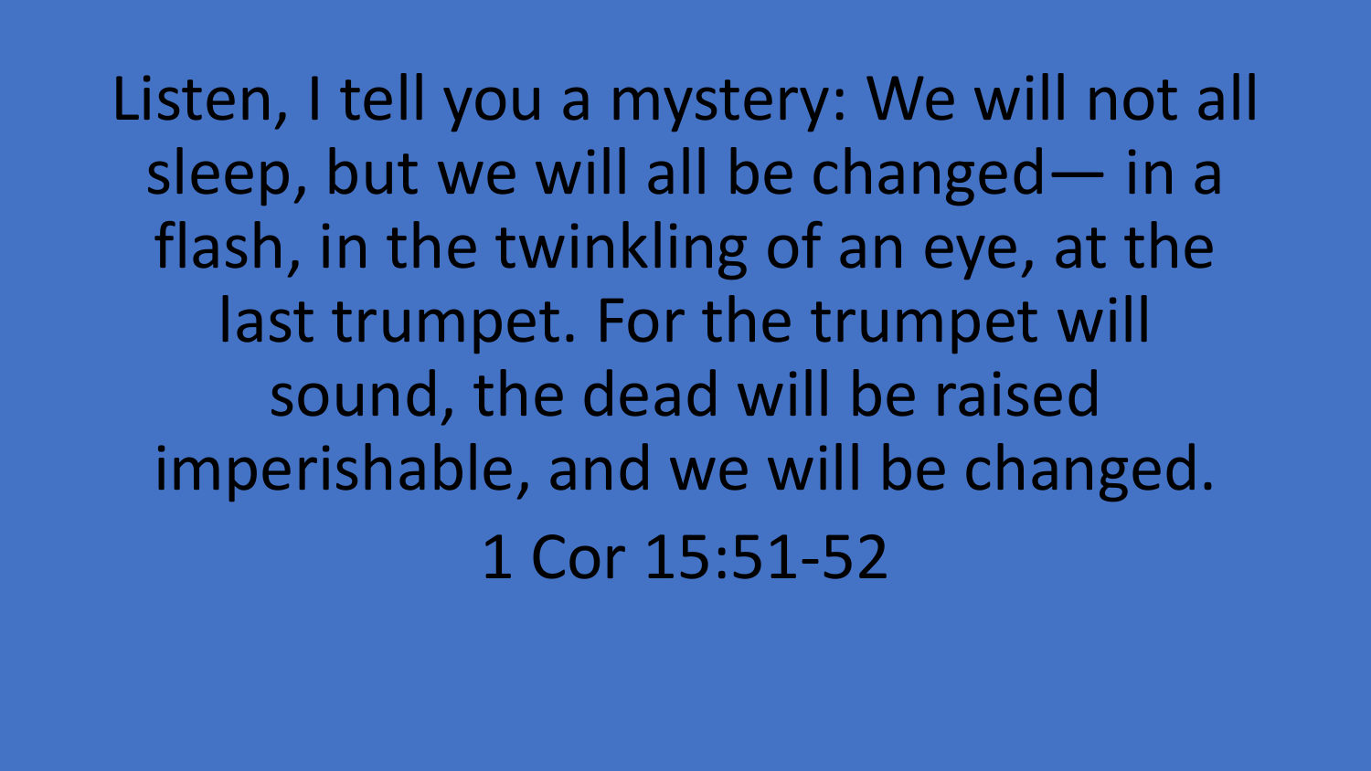Listen, I tell you a mystery: We will not all sleep, but we will all be changed— in a flash, in the twinkling of an eye, at the last trumpet. For the trumpet will sound, the dead will be raised imperishable, and we will be changed.

1 Cor 15:51-52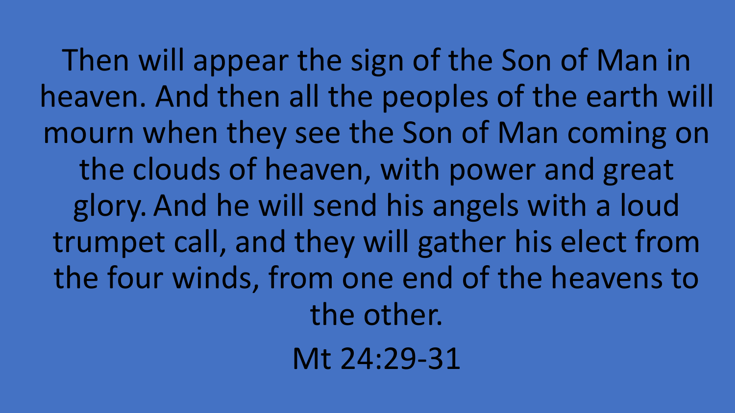Then will appear the sign of the Son of Man in heaven. And then all the peoples of the earth will mourn when they see the Son of Man coming on the clouds of heaven, with power and great glory. And he will send his angels with a loud trumpet call, and they will gather his elect from the four winds, from one end of the heavens to the other.

Mt 24:29-31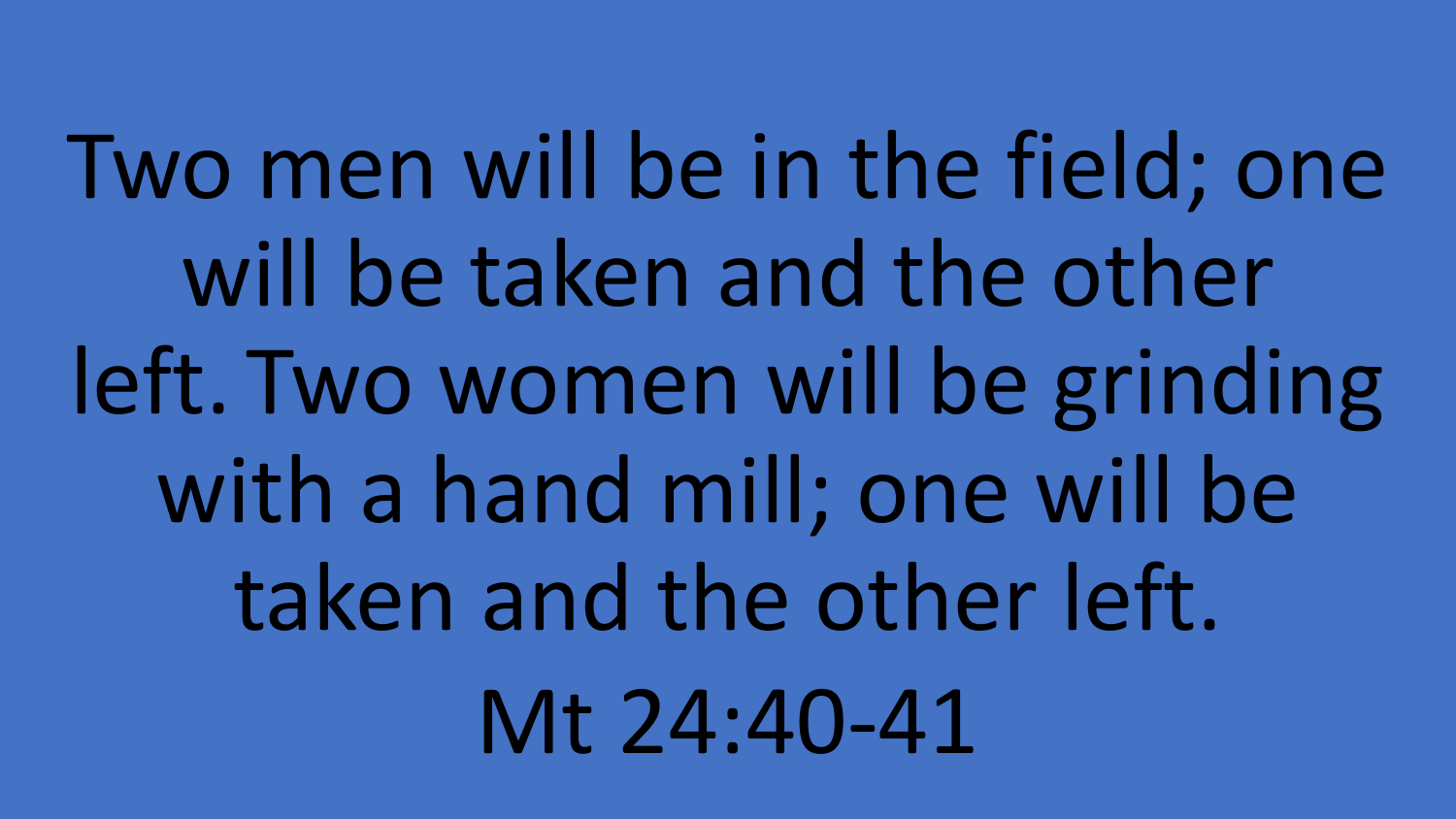Two men will be in the field; one will be taken and the other left. Two women will be grinding with a hand mill; one will be taken and the other left.

Mt 24:40-41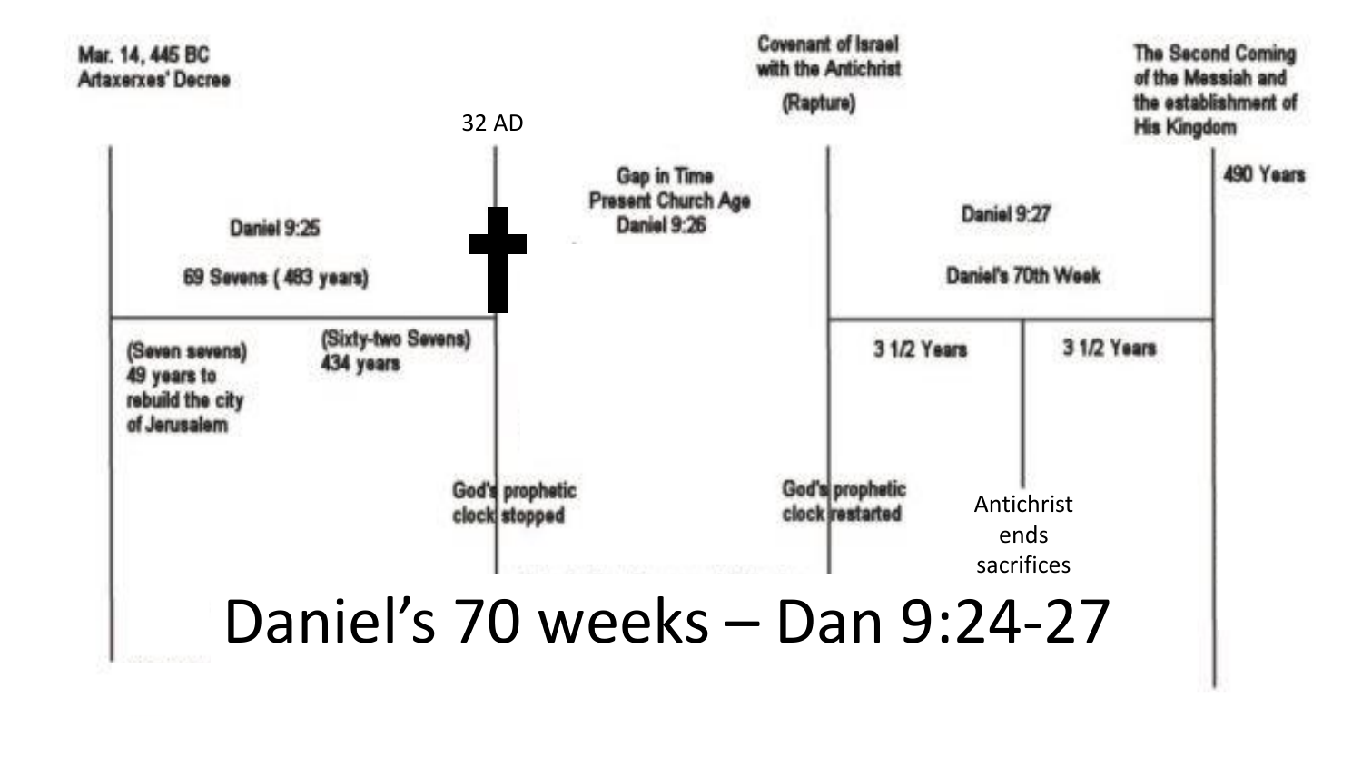Mar. 14, 445 BC
Artaxerxes' Decree

32 AD

Covenant of Israel
with the Antichrist

(Rapture)

The Second Coming
of the Messiah and
the establishment of
His Kingdom

490 Years

Daniel 9:25

69 Sevens ( 483 years)

Gap in Time
Present Church Age
Daniel 9:26

Daniel 9:27

Daniel's 70th Week

(Seven sevens)
49 years to
rebuild the city
of Jerusalem

(Sixty-two Sevens)
434 years

3 1/2 Years

3 1/2 Years

God's prophetic
clock stopped

God's prophetic
clock restarted

Antichrist
ends
sacrifices

# Daniel's 70 weeks – Dan 9:24-27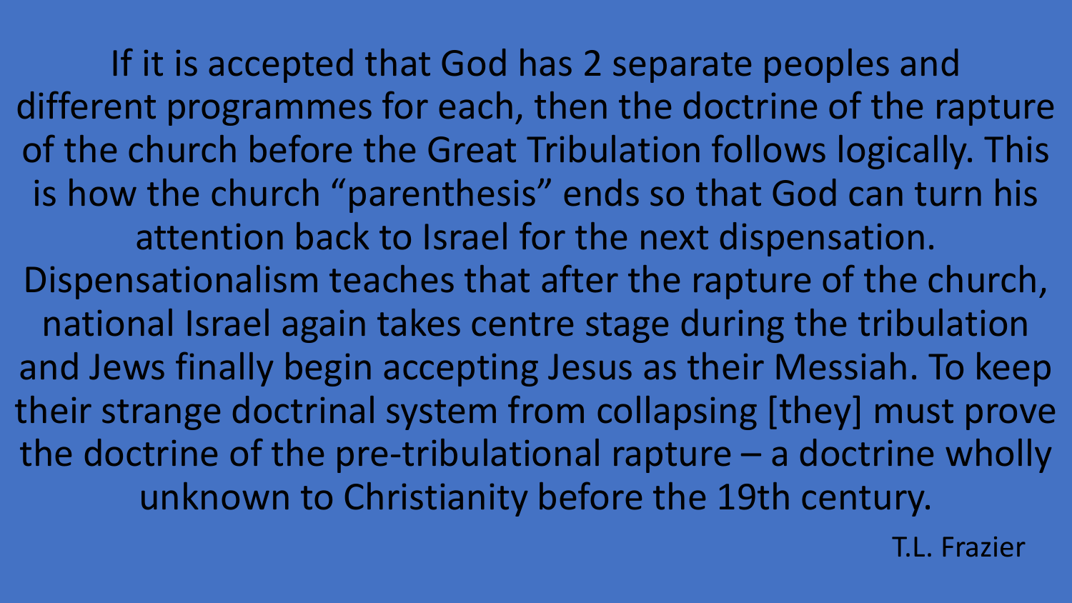If it is accepted that God has 2 separate peoples and different programmes for each, then the doctrine of the rapture of the church before the Great Tribulation follows logically. This is how the church "parenthesis" ends so that God can turn his attention back to Israel for the next dispensation. Dispensationalism teaches that after the rapture of the church, national Israel again takes centre stage during the tribulation and Jews finally begin accepting Jesus as their Messiah. To keep their strange doctrinal system from collapsing [they] must prove the doctrine of the pre-tribulational rapture – a doctrine wholly unknown to Christianity before the 19th century.

T.L. Frazier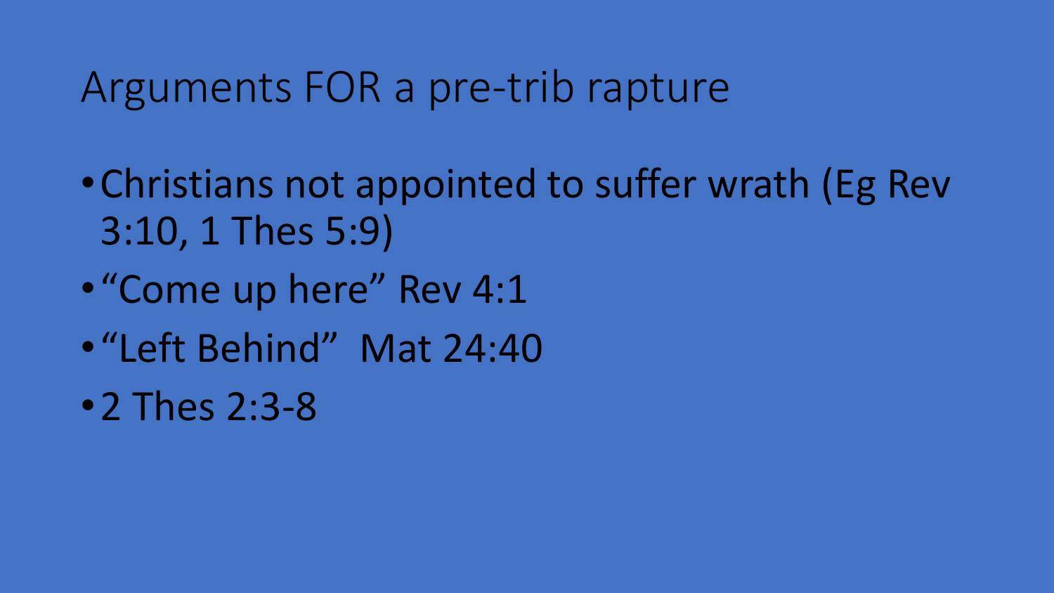# Arguments FOR a pre-trib rapture

- Christians not appointed to suffer wrath (Eg Rev 3:10, 1 Thes 5:9)
- "Come up here" Rev 4:1
- "Left Behind" Mat 24:40
- 2 Thes 2:3-8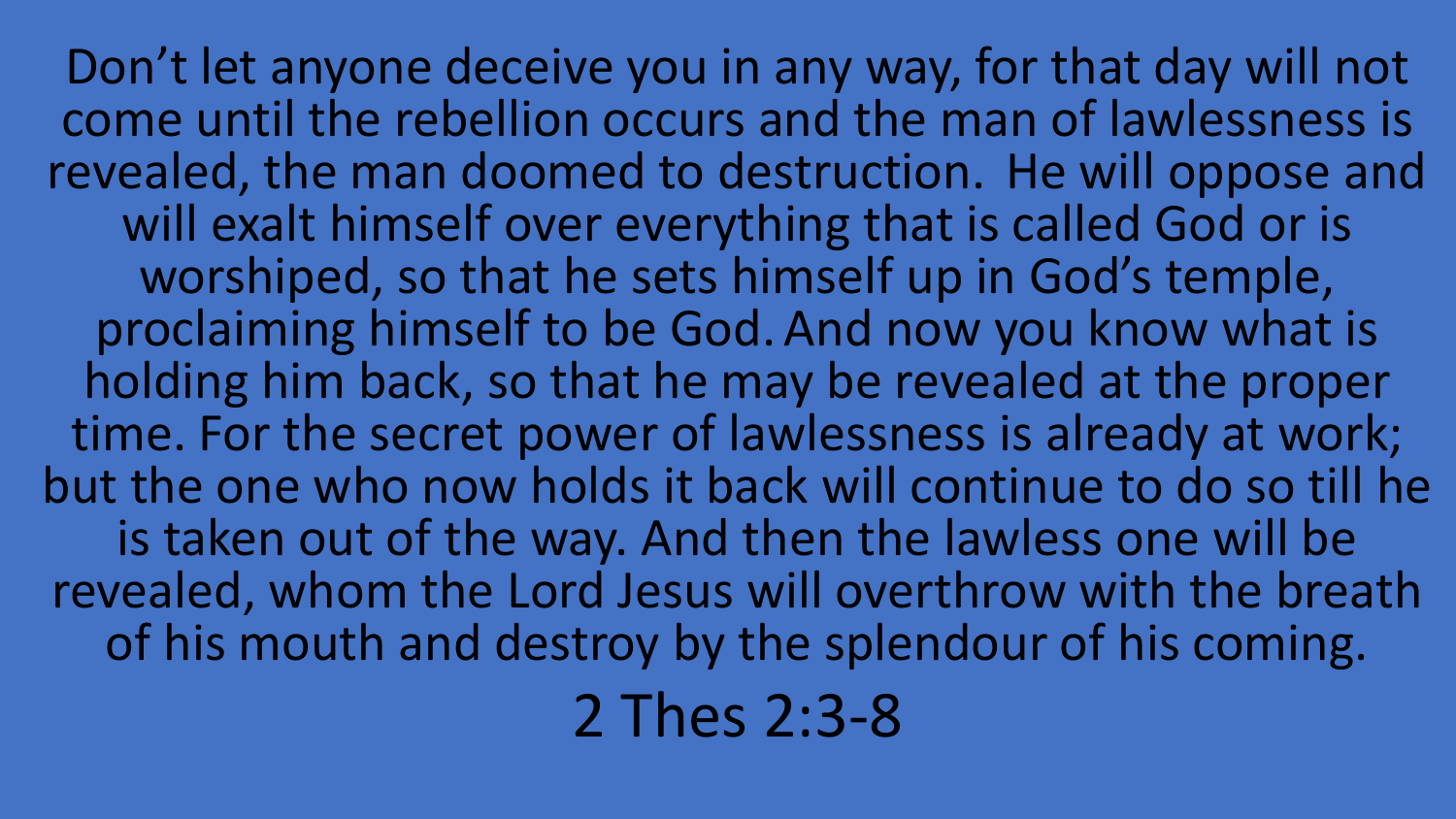Don't let anyone deceive you in any way, for that day will not come until the rebellion occurs and the man of lawlessness is revealed, the man doomed to destruction. He will oppose and will exalt himself over everything that is called God or is worshiped, so that he sets himself up in God's temple, proclaiming himself to be God. And now you know what is holding him back, so that he may be revealed at the proper time. For the secret power of lawlessness is already at work; but the one who now holds it back will continue to do so till he is taken out of the way. And then the lawless one will be revealed, whom the Lord Jesus will overthrow with the breath of his mouth and destroy by the splendour of his coming.

2 Thes 2:3-8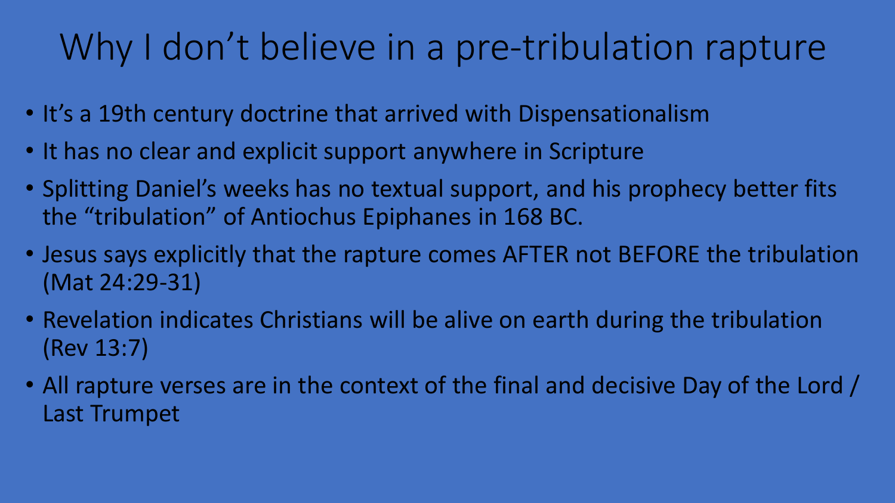# Why I don't believe in a pre-tribulation rapture

- It's a 19th century doctrine that arrived with Dispensationalism
- It has no clear and explicit support anywhere in Scripture
- Splitting Daniel's weeks has no textual support, and his prophecy better fits the "tribulation" of Antiochus Epiphanes in 168 BC.
- Jesus says explicitly that the rapture comes AFTER not BEFORE the tribulation (Mat 24:29-31)
- Revelation indicates Christians will be alive on earth during the tribulation (Rev 13:7)
- All rapture verses are in the context of the final and decisive Day of the Lord / Last Trumpet